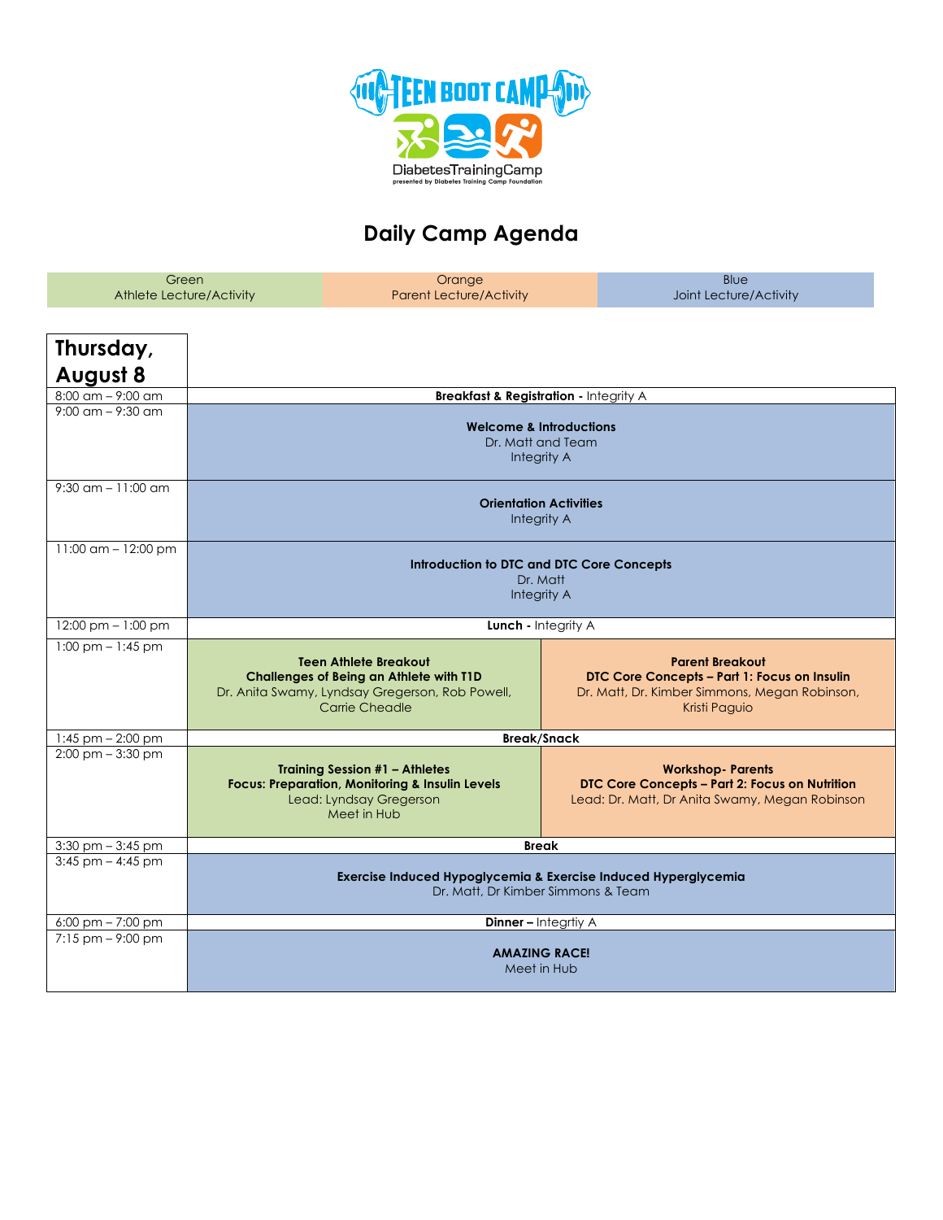TEEN BOOT CAMP

DiabetesTrainingCamp

presented by Diabetes Training Camp Foundation

# Daily Camp Agenda

| Green<br>Athlete Lecture/Activity | Orange<br>Parent Lecture/Activity | Blue<br>Joint Lecture/Activity |
|---|---|---|

## Thursday, August 8

| Time | Athlete | Parent |
|---|---|---|
| 8:00 am – 9:00 am | **Breakfast & Registration** - Integrity A | |
| 9:00 am – 9:30 am | **Welcome & Introductions**<br>Dr. Matt and Team<br>Integrity A | |
| 9:30 am – 11:00 am | **Orientation Activities**<br>Integrity A | |
| 11:00 am – 12:00 pm | **Introduction to DTC and DTC Core Concepts**<br>Dr. Matt<br>Integrity A | |
| 12:00 pm – 1:00 pm | **Lunch** - Integrity A | |
| 1:00 pm – 1:45 pm | **Teen Athlete Breakout**<br>**Challenges of Being an Athlete with T1D**<br>Dr. Anita Swamy, Lyndsay Gregerson, Rob Powell, Carrie Cheadle | **Parent Breakout**<br>**DTC Core Concepts – Part 1: Focus on Insulin**<br>Dr. Matt, Dr. Kimber Simmons, Megan Robinson, Kristi Paguio |
| 1:45 pm – 2:00 pm | **Break/Snack** | |
| 2:00 pm – 3:30 pm | **Training Session #1 – Athletes**<br>**Focus: Preparation, Monitoring & Insulin Levels**<br>Lead: Lyndsay Gregerson<br>Meet in Hub | **Workshop- Parents**<br>**DTC Core Concepts – Part 2: Focus on Nutrition**<br>Lead: Dr. Matt, Dr Anita Swamy, Megan Robinson |
| 3:30 pm – 3:45 pm | **Break** | |
| 3:45 pm – 4:45 pm | **Exercise Induced Hypoglycemia & Exercise Induced Hyperglycemia**<br>Dr. Matt, Dr Kimber Simmons & Team | |
| 6:00 pm – 7:00 pm | **Dinner** – Integrtiy A | |
| 7:15 pm – 9:00 pm | **AMAZING RACE!**<br>Meet in Hub | |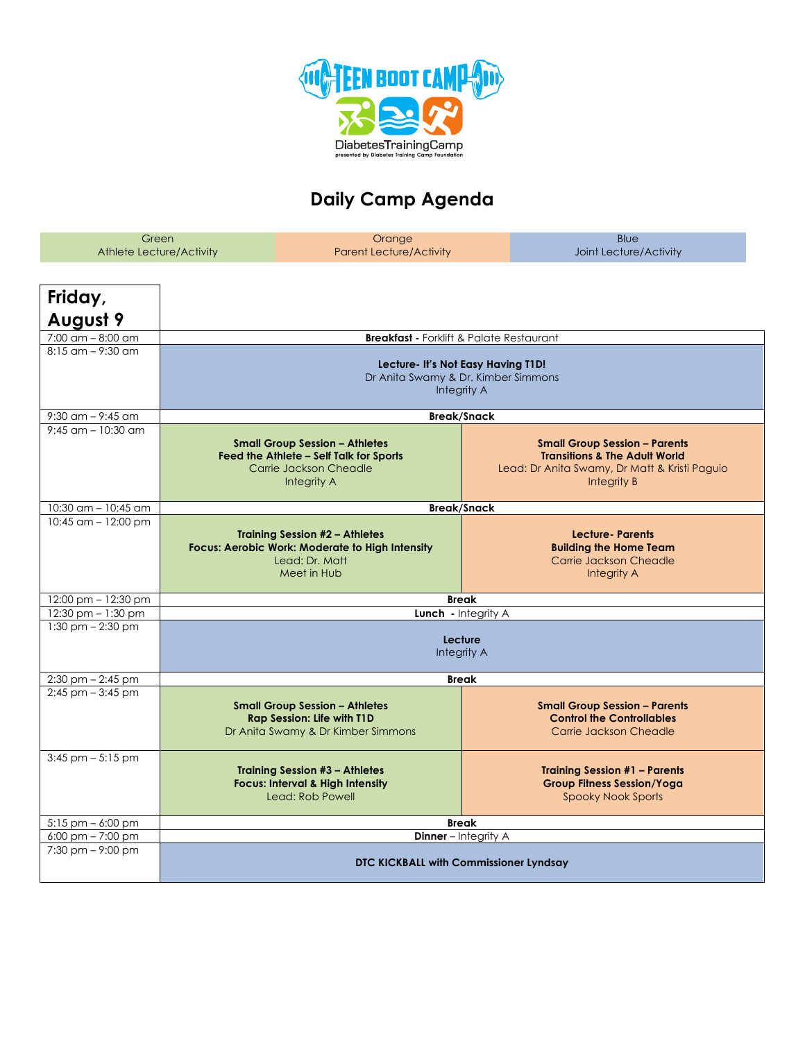# Daily Camp Agenda

| Green | Orange | Blue |
|---|---|---|
| Athlete Lecture/Activity | Parent Lecture/Activity | Joint Lecture/Activity |

## Friday, August 9

| Time | Athletes | Parents |
|---|---|---|
| 7:00 am – 8:00 am | **Breakfast** - Forklift & Palate Restaurant | |
| 8:15 am – 9:30 am | **Lecture- It's Not Easy Having T1D!** Dr Anita Swamy & Dr. Kimber Simmons Integrity A | |
| 9:30 am – 9:45 am | **Break/Snack** | |
| 9:45 am – 10:30 am | **Small Group Session – Athletes** **Feed the Athlete – Self Talk for Sports** Carrie Jackson Cheadle Integrity A | **Small Group Session – Parents** **Transitions & The Adult World** Lead: Dr Anita Swamy, Dr Matt & Kristi Paguio Integrity B |
| 10:30 am – 10:45 am | **Break/Snack** | |
| 10:45 am – 12:00 pm | **Training Session #2 – Athletes** **Focus: Aerobic Work: Moderate to High Intensity** Lead: Dr. Matt Meet in Hub | **Lecture- Parents** **Building the Home Team** Carrie Jackson Cheadle Integrity A |
| 12:00 pm – 12:30 pm | **Break** | |
| 12:30 pm – 1:30 pm | **Lunch** - Integrity A | |
| 1:30 pm – 2:30 pm | **Lecture** Integrity A | |
| 2:30 pm – 2:45 pm | **Break** | |
| 2:45 pm – 3:45 pm | **Small Group Session – Athletes** **Rap Session: Life with T1D** Dr Anita Swamy & Dr Kimber Simmons | **Small Group Session – Parents** **Control the Controllables** Carrie Jackson Cheadle |
| 3:45 pm – 5:15 pm | **Training Session #3 – Athletes** **Focus: Interval & High Intensity** Lead: Rob Powell | **Training Session #1 – Parents** **Group Fitness Session/Yoga** Spooky Nook Sports |
| 5:15 pm – 6:00 pm | **Break** | |
| 6:00 pm – 7:00 pm | **Dinner** – Integrity A | |
| 7:30 pm – 9:00 pm | **DTC KICKBALL with Commissioner Lyndsay** | |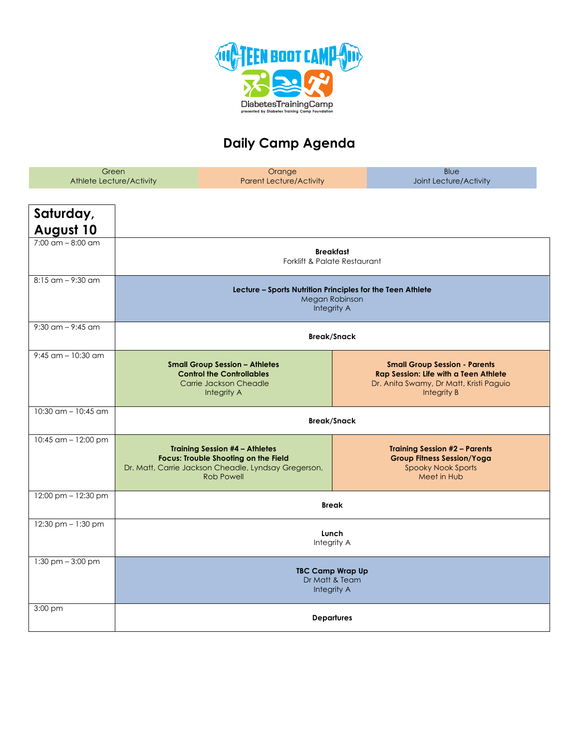# Daily Camp Agenda

| Green | Orange | Blue |
|---|---|---|
| Athlete Lecture/Activity | Parent Lecture/Activity | Joint Lecture/Activity |

## Saturday, August 10

| | | |
|---|---|---|
| 7:00 am – 8:00 am | **Breakfast**<br>Forklift & Palate Restaurant | |
| 8:15 am – 9:30 am | **Lecture – Sports Nutrition Principles for the Teen Athlete**<br>Megan Robinson<br>Integrity A | |
| 9:30 am – 9:45 am | **Break/Snack** | |
| 9:45 am – 10:30 am | **Small Group Session – Athletes**<br>**Control the Controllables**<br>Carrie Jackson Cheadle<br>Integrity A | **Small Group Session - Parents**<br>**Rap Session: Life with a Teen Athlete**<br>Dr. Anita Swamy, Dr Matt, Kristi Paguio<br>Integrity B |
| 10:30 am – 10:45 am | **Break/Snack** | |
| 10:45 am – 12:00 pm | **Training Session #4 – Athletes**<br>**Focus: Trouble Shooting on the Field**<br>Dr. Matt, Carrie Jackson Cheadle, Lyndsay Gregerson, Rob Powell | **Training Session #2 – Parents**<br>**Group Fitness Session/Yoga**<br>Spooky Nook Sports<br>Meet in Hub |
| 12:00 pm – 12:30 pm | **Break** | |
| 12:30 pm – 1:30 pm | **Lunch**<br>Integrity A | |
| 1:30 pm – 3:00 pm | **TBC Camp Wrap Up**<br>Dr Matt & Team<br>Integrity A | |
| 3:00 pm | **Departures** | |